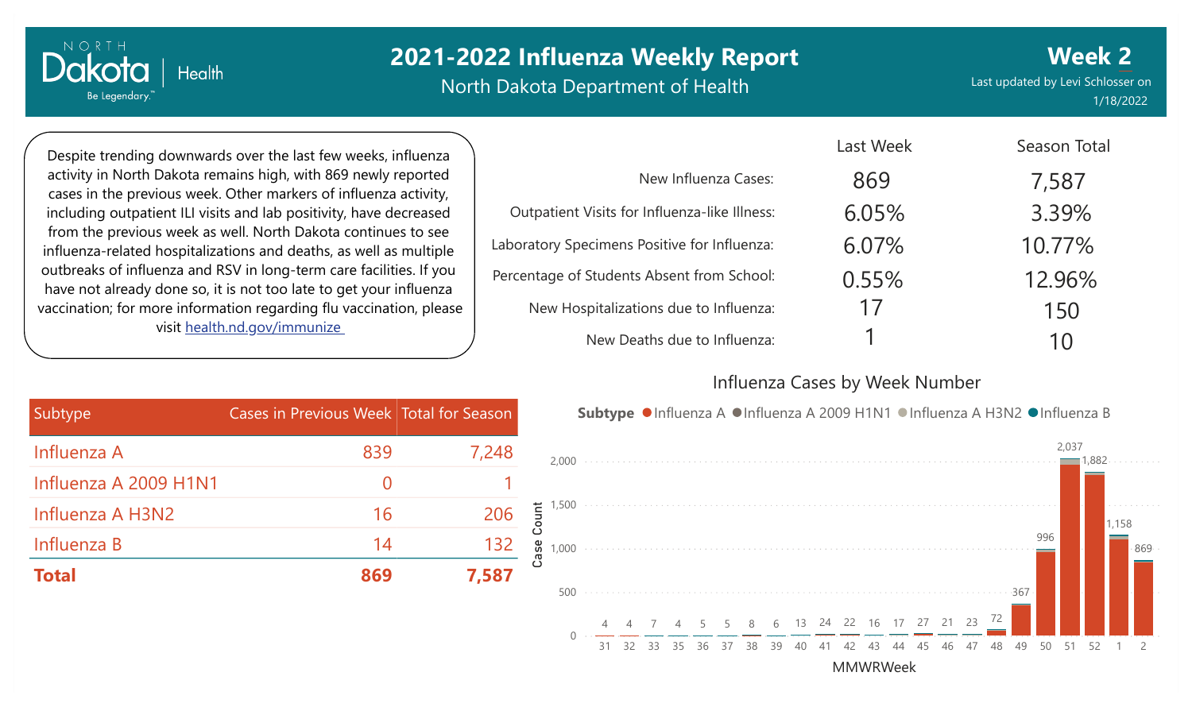# 2021-2022 Influenza Weekly Report

North Dakota Department of Health

**Week 2**

Last updated by Levi Schlosser on 1/18/2022

Despite trending downwards over the last few weeks, influenza activity in North Dakota remains high, with 869 newly reported cases in the previous week. Other markers of influenza activity, including outpatient ILI visits and lab positivity, have decreased from the previous week as well. North Dakota continues to see influenza-related hospitalizations and deaths, as well as multiple outbreaks of influenza and RSV in long-term care facilities. If you have not already done so, it is not too late to get your influenza vaccination; for more information regarding flu vaccination, please visit health.nd.gov/immunize

| | Last Week | Season Total |
|---|---|---|
| New Influenza Cases: | 869 | 7,587 |
| Outpatient Visits for Influenza-like Illness: | 6.05% | 3.39% |
| Laboratory Specimens Positive for Influenza: | 6.07% | 10.77% |
| Percentage of Students Absent from School: | 0.55% | 12.96% |
| New Hospitalizations due to Influenza: | 17 | 150 |
| New Deaths due to Influenza: | 1 | 10 |

| Subtype | Cases in Previous Week | Total for Season |
|---|---|---|
| Influenza A | 839 | 7,248 |
| Influenza A 2009 H1N1 | 0 | 1 |
| Influenza A H3N2 | 16 | 206 |
| Influenza B | 14 | 132 |
| **Total** | **869** | **7,587** |

## Influenza Cases by Week Number

Subtype: Influenza A, Influenza A 2009 H1N1, Influenza A H3N2, Influenza B

| MMWRWeek | 31 | 32 | 33 | 35 | 36 | 37 | 38 | 39 | 40 | 41 | 42 | 43 | 44 | 45 | 46 | 47 | 48 | 49 | 50 | 51 | 52 | 1 | 2 |
|---|---|---|---|---|---|---|---|---|---|---|---|---|---|---|---|---|---|---|---|---|---|---|---|
| Case Count | 4 | 4 | 7 | 4 | 5 | 5 | 8 | 6 | 13 | 24 | 22 | 16 | 17 | 27 | 21 | 23 | 72 | 367 | 996 | 2,037 | 1,882 | 1,158 | 869 |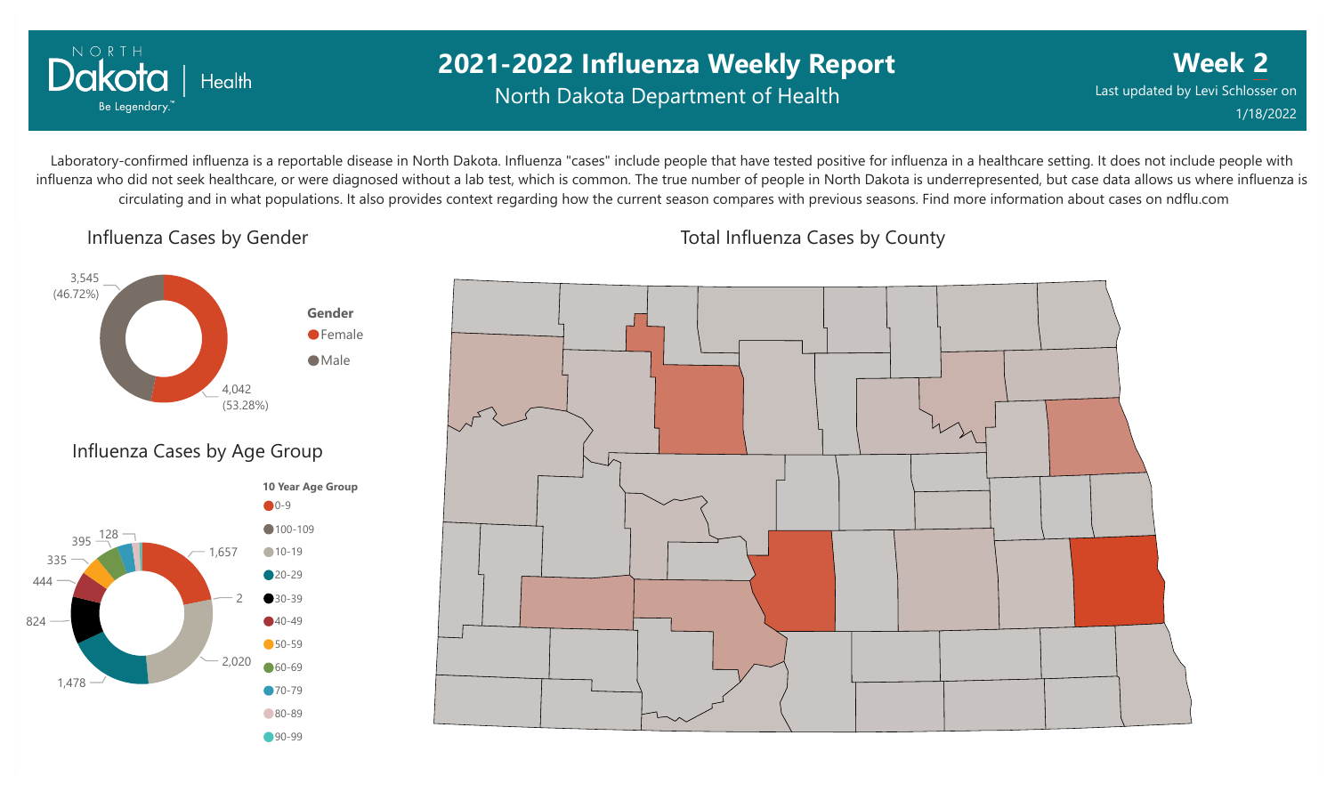# 2021-2022 Influenza Weekly Report

North Dakota Department of Health

**Week 2**

Last updated by Levi Schlosser on 1/18/2022

Laboratory-confirmed influenza is a reportable disease in North Dakota. Influenza "cases" include people that have tested positive for influenza in a healthcare setting. It does not include people with influenza who did not seek healthcare, or were diagnosed without a lab test, which is common. The true number of people in North Dakota is underrepresented, but case data allows us where influenza is circulating and in what populations. It also provides context regarding how the current season compares with previous seasons. Find more information about cases on ndflu.com

## Influenza Cases by Gender

| Gender | Cases | Percent |
|---|---|---|
| Female | 4,042 | 53.28% |
| Male | 3,545 | 46.72% |

## Influenza Cases by Age Group

| 10 Year Age Group | Cases |
|---|---|
| 0-9 | 1,657 |
| 100-109 | 2 |
| 10-19 | 2,020 |
| 20-29 | 1,478 |
| 30-39 | 824 |
| 40-49 | 444 |
| 50-59 | 335 |
| 60-69 | 395 |
| 70-79 | 128 |
| 80-89 | |
| 90-99 | |

## Total Influenza Cases by County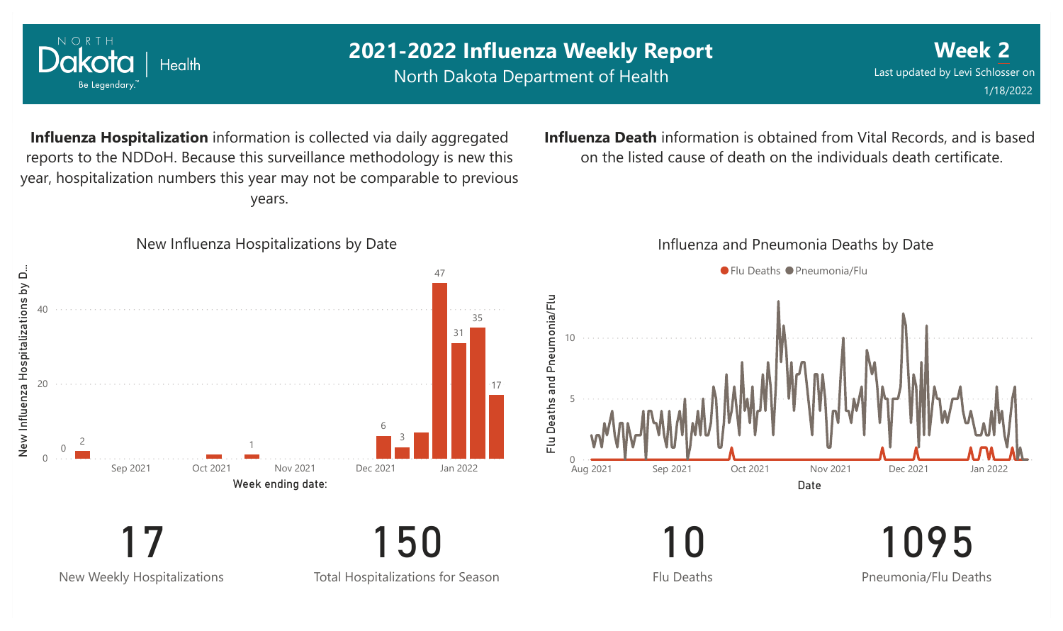# 2021-2022 Influenza Weekly Report

North Dakota Department of Health

**Week 2**

Last updated by Levi Schlosser on 1/18/2022

**Influenza Hospitalization** information is collected via daily aggregated reports to the NDDoH. Because this surveillance methodology is new this year, hospitalization numbers this year may not be comparable to previous years.

**Influenza Death** information is obtained from Vital Records, and is based on the listed cause of death on the individuals death certificate.

## New Influenza Hospitalizations by Date

## Influenza and Pneumonia Deaths by Date

| Metric | Value |
|---|---|
| New Weekly Hospitalizations | 17 |
| Total Hospitalizations for Season | 150 |
| Flu Deaths | 10 |
| Pneumonia/Flu Deaths | 1095 |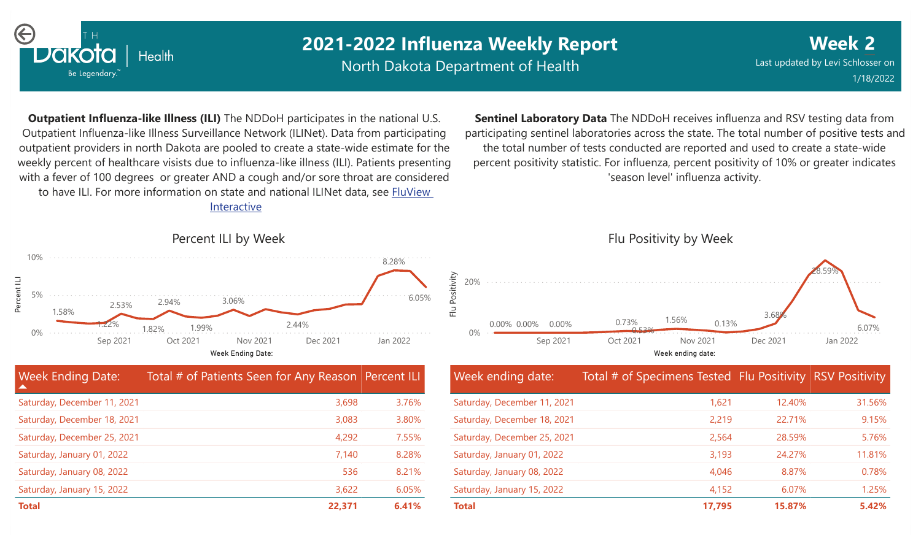# 2021-2022 Influenza Weekly Report

North Dakota Department of Health

**Week 2**

Last updated by Levi Schlosser on 1/18/2022

**Outpatient Influenza-like Illness (ILI)** The NDDoH participates in the national U.S. Outpatient Influenza-like Illness Surveillance Network (ILINet). Data from participating outpatient providers in north Dakota are pooled to create a state-wide estimate for the weekly percent of healthcare visists due to influenza-like illness (ILI). Patients presenting with a fever of 100 degrees or greater AND a cough and/or sore throat are considered to have ILI. For more information on state and national ILINet data, see FluView Interactive

**Sentinel Laboratory Data** The NDDoH receives influenza and RSV testing data from participating sentinel laboratories across the state. The total number of positive tests and the total number of tests conducted are reported and used to create a state-wide percent positivity statistic. For influenza, percent positivity of 10% or greater indicates 'season level' influenza activity.

## Percent ILI by Week

| Week Ending Date: | Total # of Patients Seen for Any Reason | Percent ILI |
|---|---|---|
| Saturday, December 11, 2021 | 3,698 | 3.76% |
| Saturday, December 18, 2021 | 3,083 | 3.80% |
| Saturday, December 25, 2021 | 4,292 | 7.55% |
| Saturday, January 01, 2022 | 7,140 | 8.28% |
| Saturday, January 08, 2022 | 536 | 8.21% |
| Saturday, January 15, 2022 | 3,622 | 6.05% |
| **Total** | **22,371** | **6.41%** |

## Flu Positivity by Week

| Week ending date: | Total # of Specimens Tested | Flu Positivity | RSV Positivity |
|---|---|---|---|
| Saturday, December 11, 2021 | 1,621 | 12.40% | 31.56% |
| Saturday, December 18, 2021 | 2,219 | 22.71% | 9.15% |
| Saturday, December 25, 2021 | 2,564 | 28.59% | 5.76% |
| Saturday, January 01, 2022 | 3,193 | 24.27% | 11.81% |
| Saturday, January 08, 2022 | 4,046 | 8.87% | 0.78% |
| Saturday, January 15, 2022 | 4,152 | 6.07% | 1.25% |
| **Total** | **17,795** | **15.87%** | **5.42%** |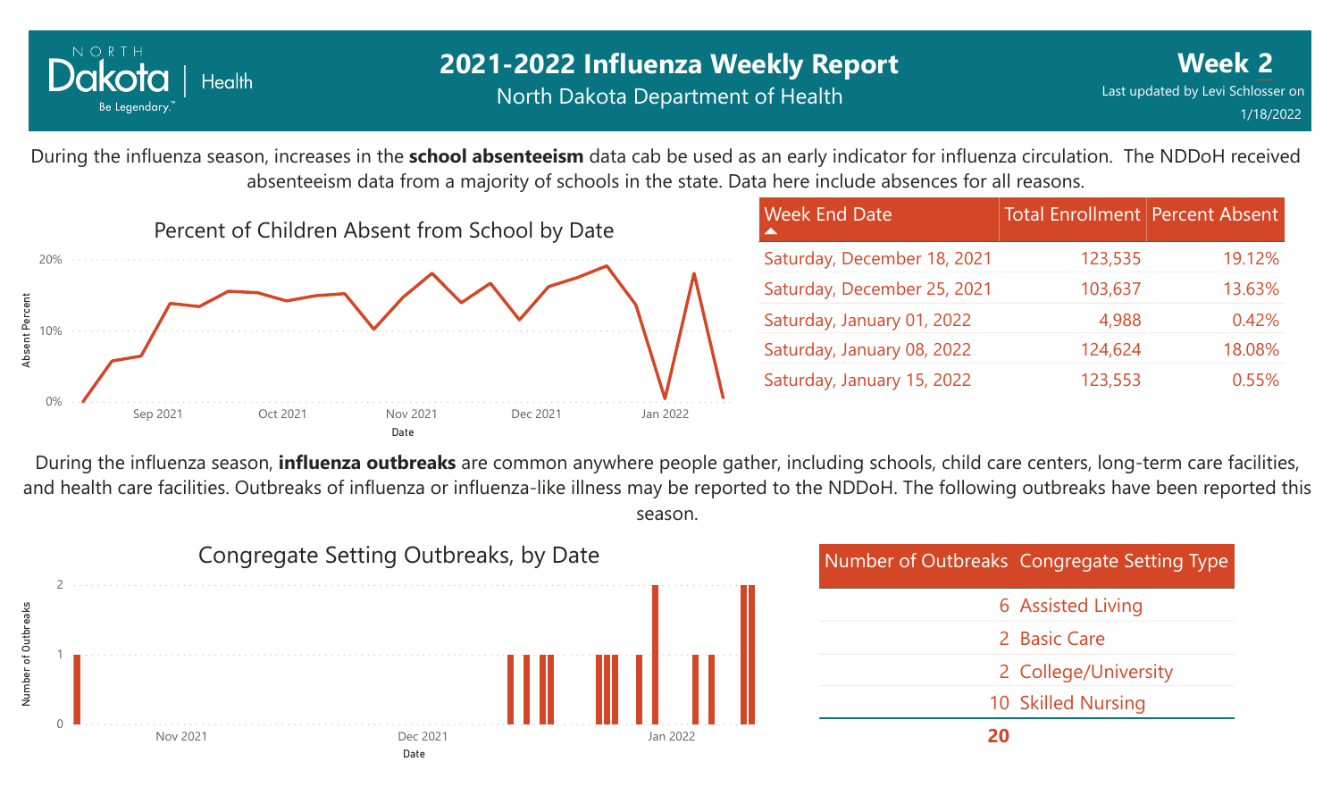# 2021-2022 Influenza Weekly Report

North Dakota Department of Health

**Week 2**

Last updated by Levi Schlosser on 1/18/2022

During the influenza season, increases in the **school absenteeism** data cab be used as an early indicator for influenza circulation. The NDDoH received absenteeism data from a majority of schools in the state. Data here include absences for all reasons.

Percent of Children Absent from School by Date

| Week End Date | Total Enrollment | Percent Absent |
|---|---|---|
| Saturday, December 18, 2021 | 123,535 | 19.12% |
| Saturday, December 25, 2021 | 103,637 | 13.63% |
| Saturday, January 01, 2022 | 4,988 | 0.42% |
| Saturday, January 08, 2022 | 124,624 | 18.08% |
| Saturday, January 15, 2022 | 123,553 | 0.55% |

During the influenza season, **influenza outbreaks** are common anywhere people gather, including schools, child care centers, long-term care facilities, and health care facilities. Outbreaks of influenza or influenza-like illness may be reported to the NDDoH. The following outbreaks have been reported this season.

Congregate Setting Outbreaks, by Date

| Number of Outbreaks | Congregate Setting Type |
|---|---|
| 6 | Assisted Living |
| 2 | Basic Care |
| 2 | College/University |
| 10 | Skilled Nursing |
| **20** | |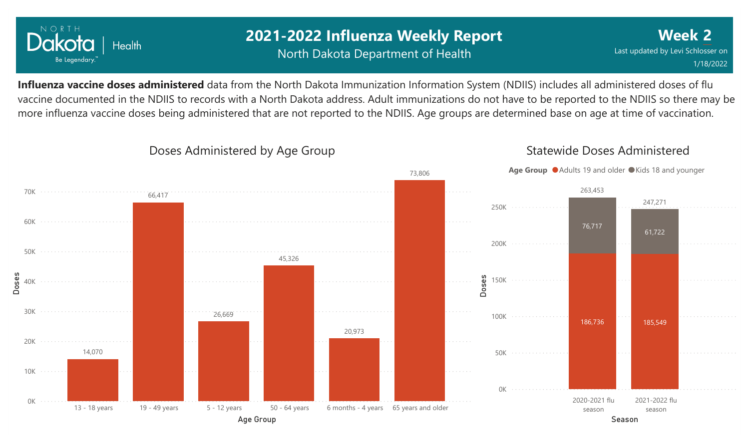# 2021-2022 Influenza Weekly Report

North Dakota Department of Health

**Week 2**

Last updated by Levi Schlosser on 1/18/2022

**Influenza vaccine doses administered** data from the North Dakota Immunization Information System (NDIIS) includes all administered doses of flu vaccine documented in the NDIIS to records with a North Dakota address. Adult immunizations do not have to be reported to the NDIIS so there may be more influenza vaccine doses being administered that are not reported to the NDIIS. Age groups are determined base on age at time of vaccination.

## Doses Administered by Age Group

| Age Group | Doses |
|---|---|
| 13 - 18 years | 14,070 |
| 19 - 49 years | 66,417 |
| 5 - 12 years | 26,669 |
| 50 - 64 years | 45,326 |
| 6 months - 4 years | 20,973 |
| 65 years and older | 73,806 |

## Statewide Doses Administered

| Season | Adults 19 and older | Kids 18 and younger | Total |
|---|---|---|---|
| 2020-2021 flu season | 186,736 | 76,717 | 263,453 |
| 2021-2022 flu season | 185,549 | 61,722 | 247,271 |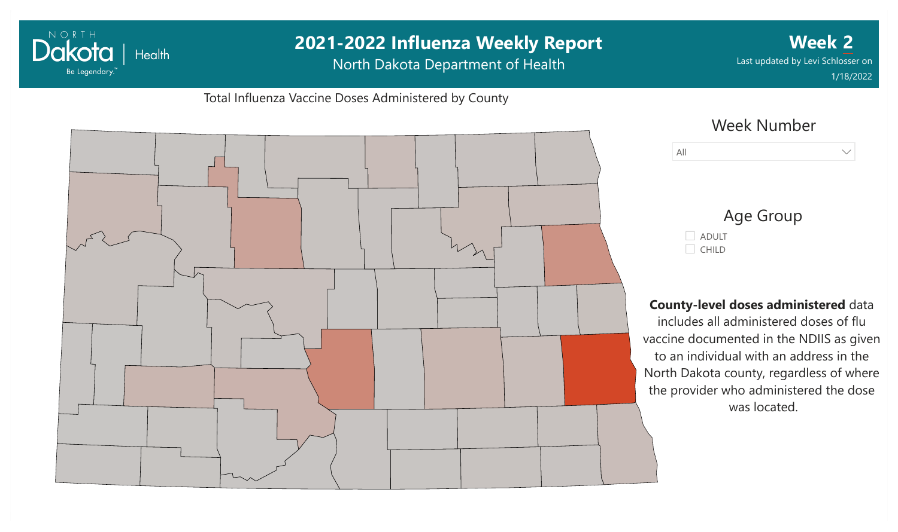# 2021-2022 Influenza Weekly Report

North Dakota Department of Health

**Week 2**

Last updated by Levi Schlosser on 1/18/2022

Total Influenza Vaccine Doses Administered by County

Week Number

All

Age Group

- ADULT
- CHILD

**County-level doses administered** data includes all administered doses of flu vaccine documented in the NDIIS as given to an individual with an address in the North Dakota county, regardless of where the provider who administered the dose was located.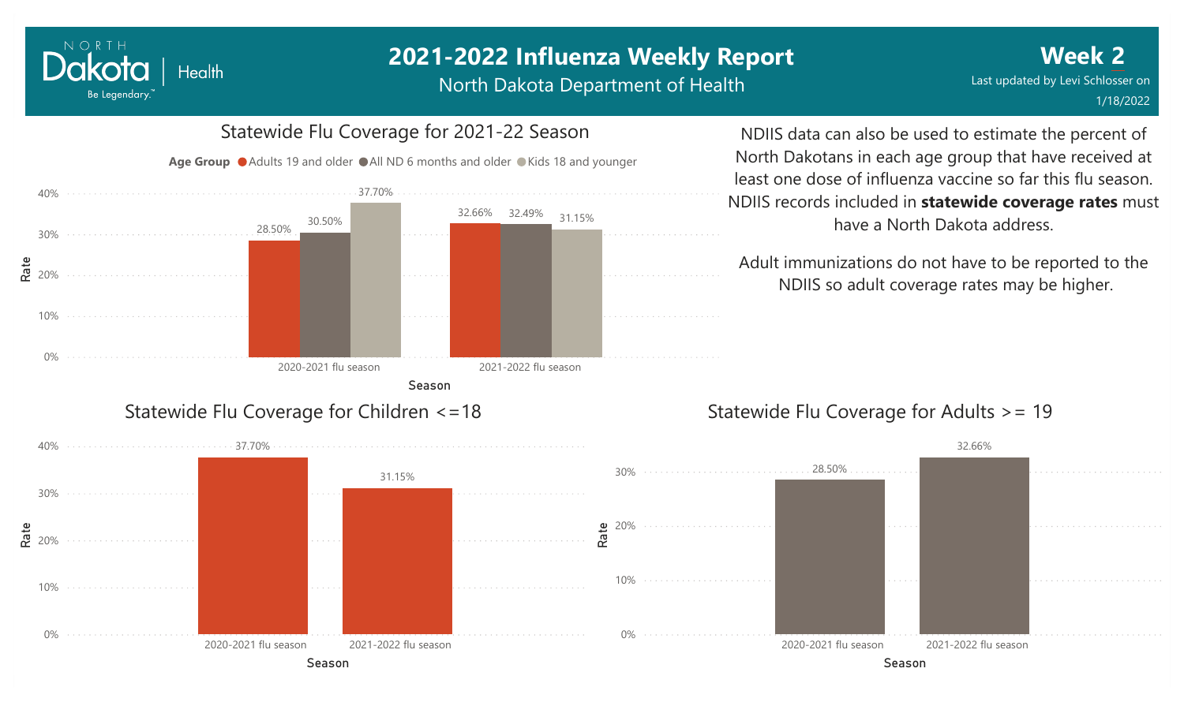# 2021-2022 Influenza Weekly Report

North Dakota Department of Health

**Week 2**

Last updated by Levi Schlosser on 1/18/2022

## Statewide Flu Coverage for 2021-22 Season

| Season | Adults 19 and older | All ND 6 months and older | Kids 18 and younger |
| --- | --- | --- | --- |
| 2020-2021 flu season | 28.50% | 30.50% | 37.70% |
| 2021-2022 flu season | 32.66% | 32.49% | 31.15% |

NDIIS data can also be used to estimate the percent of North Dakotans in each age group that have received at least one dose of influenza vaccine so far this flu season. NDIIS records included in **statewide coverage rates** must have a North Dakota address.

Adult immunizations do not have to be reported to the NDIIS so adult coverage rates may be higher.

## Statewide Flu Coverage for Children <=18

| Season | Rate |
| --- | --- |
| 2020-2021 flu season | 37.70% |
| 2021-2022 flu season | 31.15% |

## Statewide Flu Coverage for Adults >= 19

| Season | Rate |
| --- | --- |
| 2020-2021 flu season | 28.50% |
| 2021-2022 flu season | 32.66% |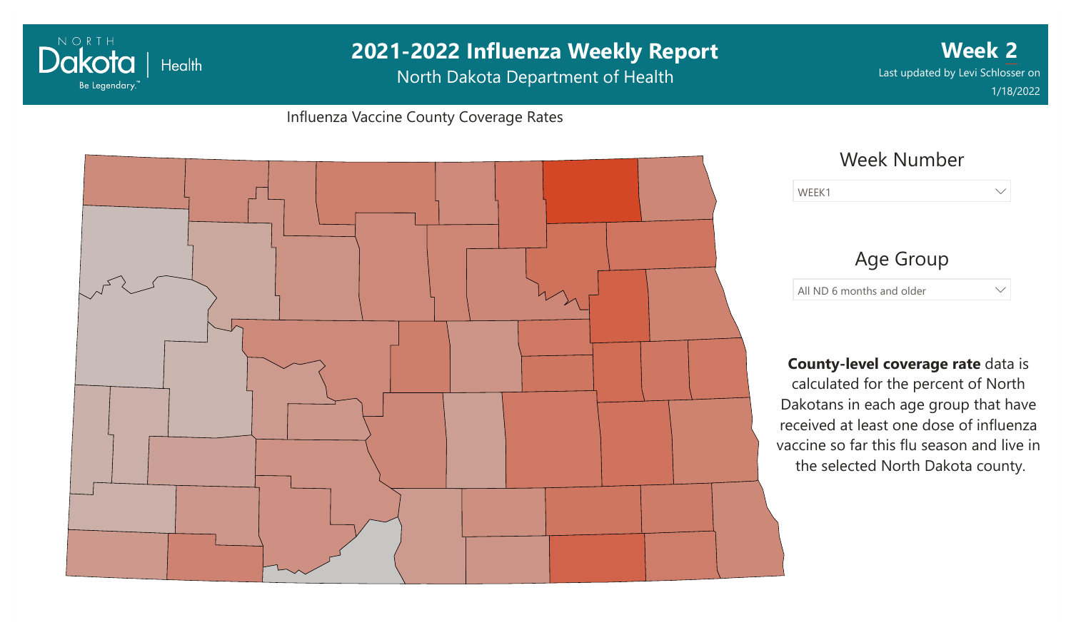# 2021-2022 Influenza Weekly Report

North Dakota Department of Health

**Week 2**

Last updated by Levi Schlosser on 1/18/2022

Influenza Vaccine County Coverage Rates

Week Number

WEEK1

Age Group

All ND 6 months and older

**County-level coverage rate** data is calculated for the percent of North Dakotans in each age group that have received at least one dose of influenza vaccine so far this flu season and live in the selected North Dakota county.